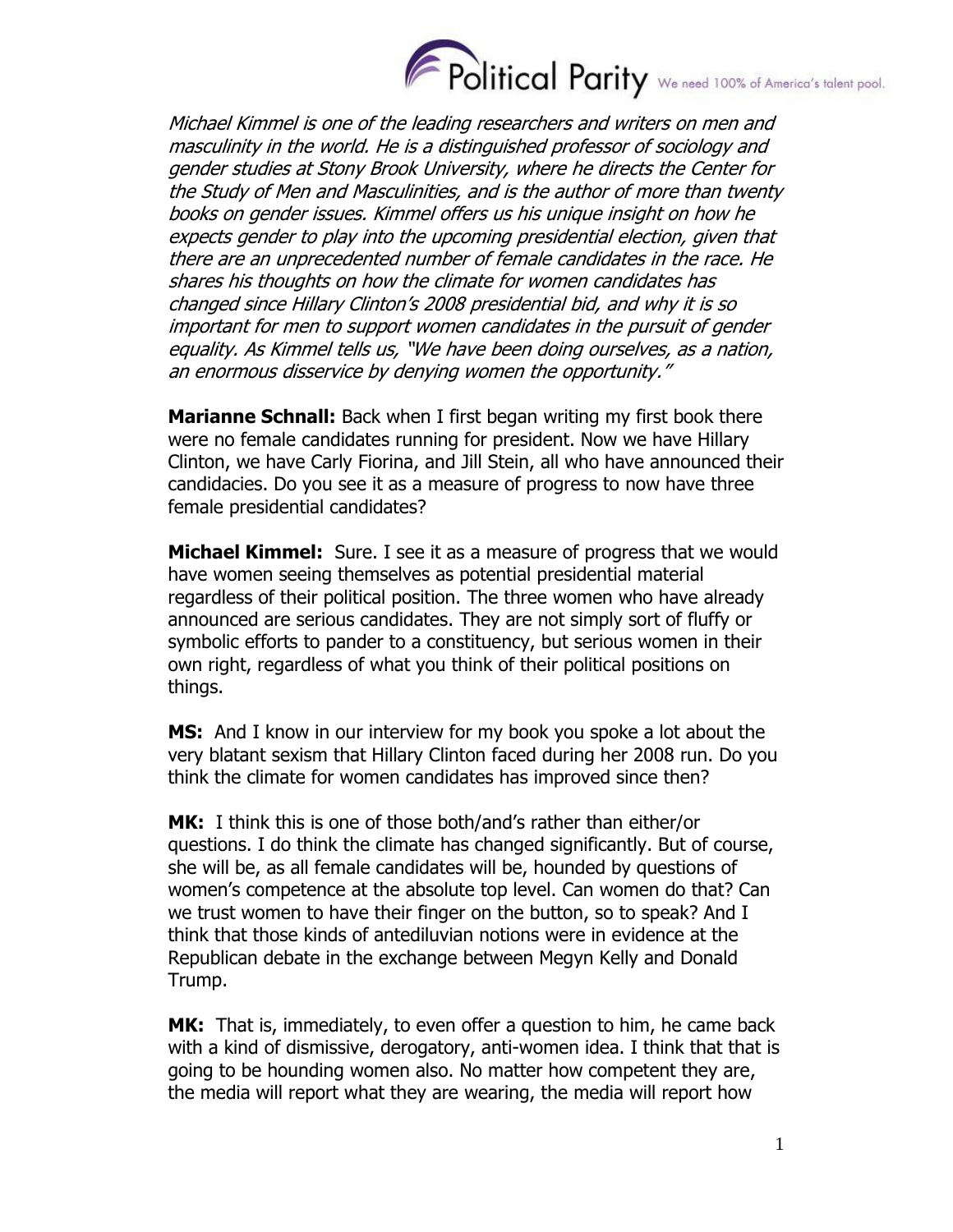*Michael Kimmel is one of the leading researchers and writers on men and masculinity in the world. He is a distinguished professor of sociology and gender studies at Stony Brook University, where he directs the Center for the Study of Men and Masculinities, and is the author of more than twenty books on gender issues. Kimmel offers us his unique insight on how he expects gender to play into the upcoming presidential election, given that there are an unprecedented number of female candidates in the race. He shares his thoughts on how the climate for women candidates has changed since Hillary Clinton's 2008 presidential bid, and why it is so important for men to support women candidates in the pursuit of gender equality. As Kimmel tells us, "We have been doing ourselves, as a nation, an enormous disservice by denying women the opportunity."*

**Marianne Schnall:** Back when I first began writing my first book there were no female candidates running for president. Now we have Hillary Clinton, we have Carly Fiorina, and Jill Stein, all who have announced their candidacies. Do you see it as a measure of progress to now have three female presidential candidates?

**Michael Kimmel:** Sure. I see it as a measure of progress that we would have women seeing themselves as potential presidential material regardless of their political position. The three women who have already announced are serious candidates. They are not simply sort of fluffy or symbolic efforts to pander to a constituency, but serious women in their own right, regardless of what you think of their political positions on things.

**MS:** And I know in our interview for my book you spoke a lot about the very blatant sexism that Hillary Clinton faced during her 2008 run. Do you think the climate for women candidates has improved since then?

**MK:** I think this is one of those both/and's rather than either/or questions. I do think the climate has changed significantly. But of course, she will be, as all female candidates will be, hounded by questions of women's competence at the absolute top level. Can women do that? Can we trust women to have their finger on the button, so to speak? And I think that those kinds of antediluvian notions were in evidence at the Republican debate in the exchange between Megyn Kelly and Donald Trump.

**MK:** That is, immediately, to even offer a question to him, he came back with a kind of dismissive, derogatory, anti-women idea. I think that that is going to be hounding women also. No matter how competent they are, the media will report what they are wearing, the media will report how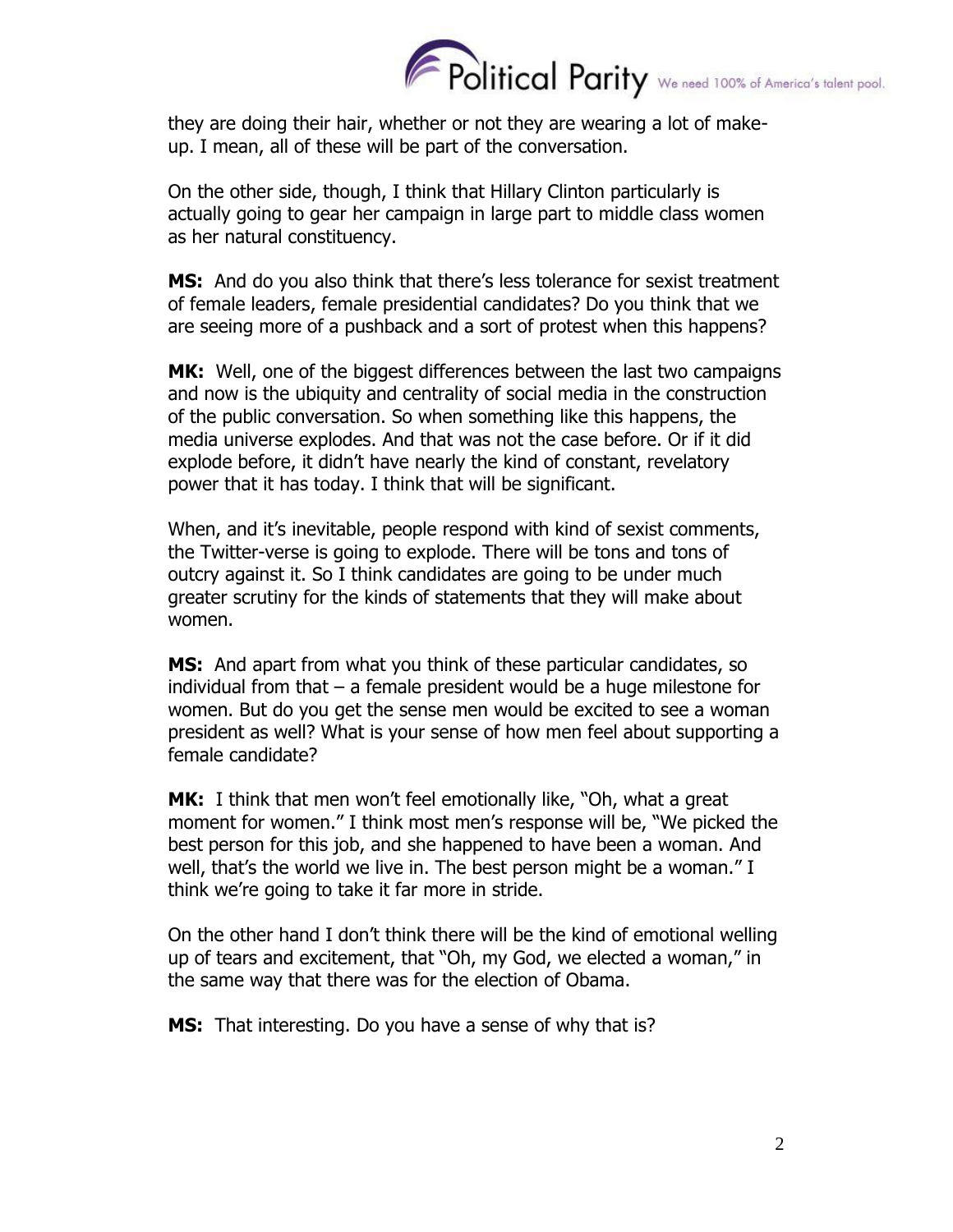they are doing their hair, whether or not they are wearing a lot of make-up. I mean, all of these will be part of the conversation.

On the other side, though, I think that Hillary Clinton particularly is actually going to gear her campaign in large part to middle class women as her natural constituency.

**MS:** And do you also think that there's less tolerance for sexist treatment of female leaders, female presidential candidates? Do you think that we are seeing more of a pushback and a sort of protest when this happens?

**MK:** Well, one of the biggest differences between the last two campaigns and now is the ubiquity and centrality of social media in the construction of the public conversation. So when something like this happens, the media universe explodes. And that was not the case before. Or if it did explode before, it didn't have nearly the kind of constant, revelatory power that it has today. I think that will be significant.

When, and it's inevitable, people respond with kind of sexist comments, the Twitter-verse is going to explode. There will be tons and tons of outcry against it. So I think candidates are going to be under much greater scrutiny for the kinds of statements that they will make about women.

**MS:** And apart from what you think of these particular candidates, so individual from that – a female president would be a huge milestone for women. But do you get the sense men would be excited to see a woman president as well? What is your sense of how men feel about supporting a female candidate?

**MK:** I think that men won't feel emotionally like, "Oh, what a great moment for women." I think most men's response will be, "We picked the best person for this job, and she happened to have been a woman. And well, that's the world we live in. The best person might be a woman." I think we're going to take it far more in stride.

On the other hand I don't think there will be the kind of emotional welling up of tears and excitement, that "Oh, my God, we elected a woman," in the same way that there was for the election of Obama.

**MS:** That interesting. Do you have a sense of why that is?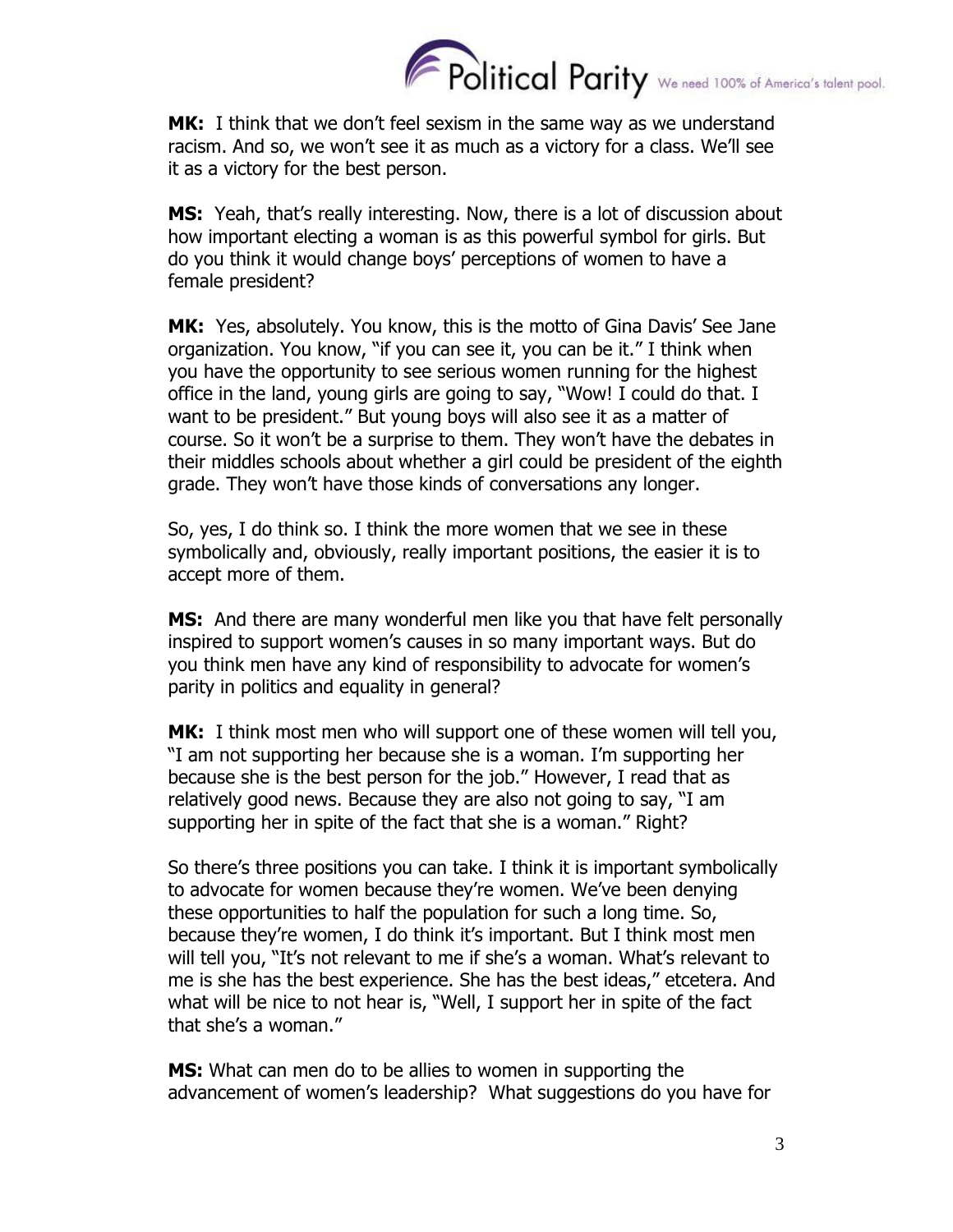**MK:** I think that we don't feel sexism in the same way as we understand racism. And so, we won't see it as much as a victory for a class. We'll see it as a victory for the best person.

**MS:** Yeah, that's really interesting. Now, there is a lot of discussion about how important electing a woman is as this powerful symbol for girls. But do you think it would change boys' perceptions of women to have a female president?

**MK:** Yes, absolutely. You know, this is the motto of Gina Davis' See Jane organization. You know, "if you can see it, you can be it." I think when you have the opportunity to see serious women running for the highest office in the land, young girls are going to say, "Wow! I could do that. I want to be president." But young boys will also see it as a matter of course. So it won't be a surprise to them. They won't have the debates in their middles schools about whether a girl could be president of the eighth grade. They won't have those kinds of conversations any longer.

So, yes, I do think so. I think the more women that we see in these symbolically and, obviously, really important positions, the easier it is to accept more of them.

**MS:** And there are many wonderful men like you that have felt personally inspired to support women's causes in so many important ways. But do you think men have any kind of responsibility to advocate for women's parity in politics and equality in general?

**MK:** I think most men who will support one of these women will tell you, "I am not supporting her because she is a woman. I'm supporting her because she is the best person for the job." However, I read that as relatively good news. Because they are also not going to say, "I am supporting her in spite of the fact that she is a woman." Right?

So there's three positions you can take. I think it is important symbolically to advocate for women because they're women. We've been denying these opportunities to half the population for such a long time. So, because they're women, I do think it's important. But I think most men will tell you, "It's not relevant to me if she's a woman. What's relevant to me is she has the best experience. She has the best ideas," etcetera. And what will be nice to not hear is, "Well, I support her in spite of the fact that she's a woman."

**MS:** What can men do to be allies to women in supporting the advancement of women's leadership? What suggestions do you have for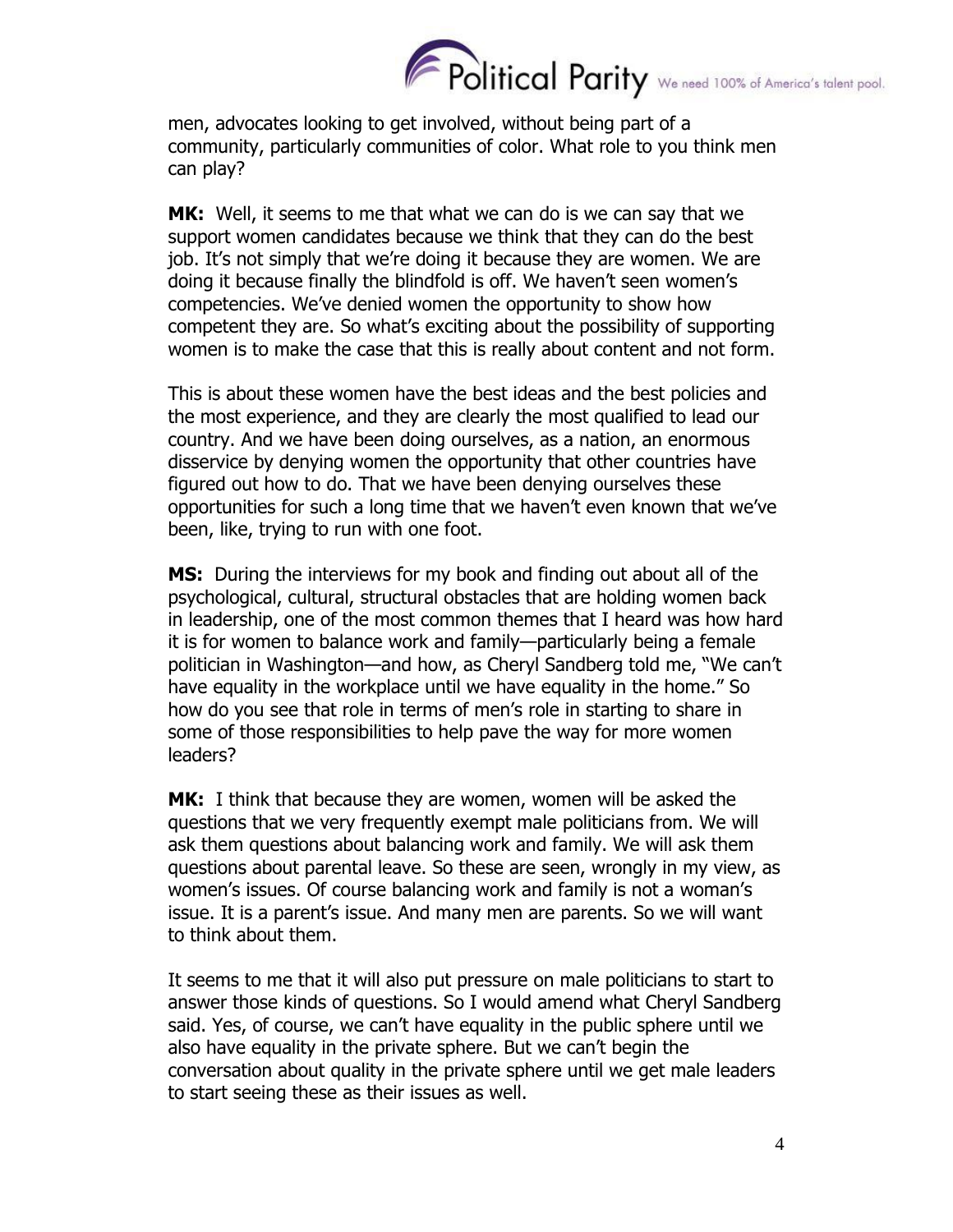men, advocates looking to get involved, without being part of a community, particularly communities of color. What role to you think men can play?

**MK:** Well, it seems to me that what we can do is we can say that we support women candidates because we think that they can do the best job. It's not simply that we're doing it because they are women. We are doing it because finally the blindfold is off. We haven't seen women's competencies. We've denied women the opportunity to show how competent they are. So what's exciting about the possibility of supporting women is to make the case that this is really about content and not form.

This is about these women have the best ideas and the best policies and the most experience, and they are clearly the most qualified to lead our country. And we have been doing ourselves, as a nation, an enormous disservice by denying women the opportunity that other countries have figured out how to do. That we have been denying ourselves these opportunities for such a long time that we haven't even known that we've been, like, trying to run with one foot.

**MS:** During the interviews for my book and finding out about all of the psychological, cultural, structural obstacles that are holding women back in leadership, one of the most common themes that I heard was how hard it is for women to balance work and family—particularly being a female politician in Washington—and how, as Cheryl Sandberg told me, "We can't have equality in the workplace until we have equality in the home." So how do you see that role in terms of men's role in starting to share in some of those responsibilities to help pave the way for more women leaders?

**MK:** I think that because they are women, women will be asked the questions that we very frequently exempt male politicians from. We will ask them questions about balancing work and family. We will ask them questions about parental leave. So these are seen, wrongly in my view, as women's issues. Of course balancing work and family is not a woman's issue. It is a parent's issue. And many men are parents. So we will want to think about them.

It seems to me that it will also put pressure on male politicians to start to answer those kinds of questions. So I would amend what Cheryl Sandberg said. Yes, of course, we can't have equality in the public sphere until we also have equality in the private sphere. But we can't begin the conversation about quality in the private sphere until we get male leaders to start seeing these as their issues as well.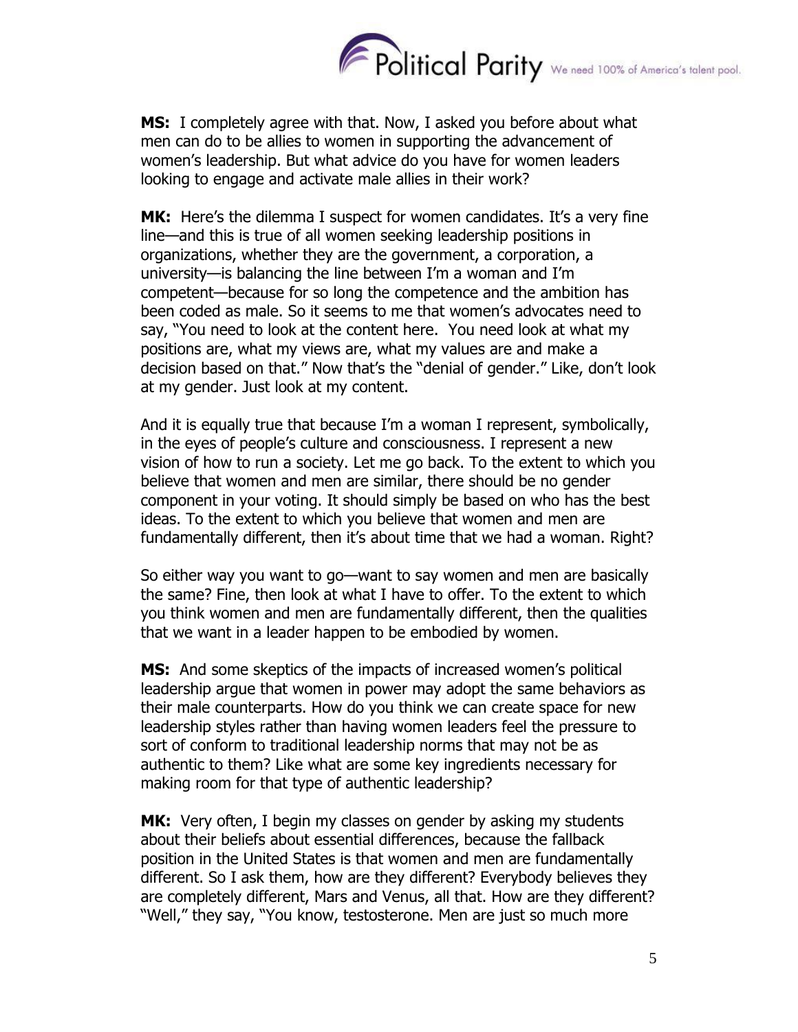**MS:** I completely agree with that. Now, I asked you before about what men can do to be allies to women in supporting the advancement of women's leadership. But what advice do you have for women leaders looking to engage and activate male allies in their work?

**MK:** Here's the dilemma I suspect for women candidates. It's a very fine line—and this is true of all women seeking leadership positions in organizations, whether they are the government, a corporation, a university—is balancing the line between I'm a woman and I'm competent—because for so long the competence and the ambition has been coded as male. So it seems to me that women's advocates need to say, "You need to look at the content here. You need look at what my positions are, what my views are, what my values are and make a decision based on that." Now that's the "denial of gender." Like, don't look at my gender. Just look at my content.

And it is equally true that because I'm a woman I represent, symbolically, in the eyes of people's culture and consciousness. I represent a new vision of how to run a society. Let me go back. To the extent to which you believe that women and men are similar, there should be no gender component in your voting. It should simply be based on who has the best ideas. To the extent to which you believe that women and men are fundamentally different, then it's about time that we had a woman. Right?

So either way you want to go—want to say women and men are basically the same? Fine, then look at what I have to offer. To the extent to which you think women and men are fundamentally different, then the qualities that we want in a leader happen to be embodied by women.

**MS:** And some skeptics of the impacts of increased women's political leadership argue that women in power may adopt the same behaviors as their male counterparts. How do you think we can create space for new leadership styles rather than having women leaders feel the pressure to sort of conform to traditional leadership norms that may not be as authentic to them? Like what are some key ingredients necessary for making room for that type of authentic leadership?

**MK:** Very often, I begin my classes on gender by asking my students about their beliefs about essential differences, because the fallback position in the United States is that women and men are fundamentally different. So I ask them, how are they different? Everybody believes they are completely different, Mars and Venus, all that. How are they different? "Well," they say, "You know, testosterone. Men are just so much more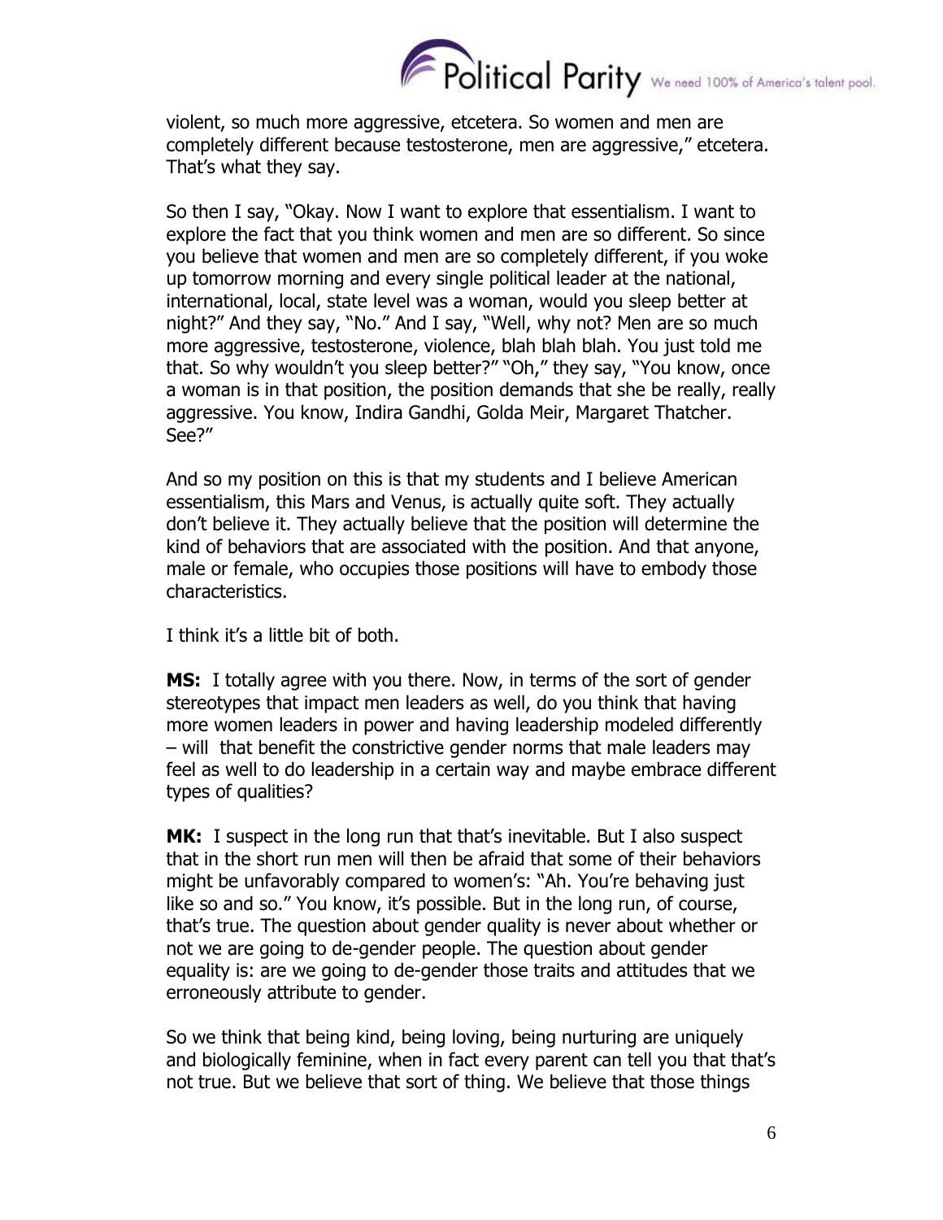violent, so much more aggressive, etcetera. So women and men are completely different because testosterone, men are aggressive," etcetera. That's what they say.

So then I say, "Okay. Now I want to explore that essentialism. I want to explore the fact that you think women and men are so different. So since you believe that women and men are so completely different, if you woke up tomorrow morning and every single political leader at the national, international, local, state level was a woman, would you sleep better at night?" And they say, "No." And I say, "Well, why not? Men are so much more aggressive, testosterone, violence, blah blah blah. You just told me that. So why wouldn't you sleep better?" "Oh," they say, "You know, once a woman is in that position, the position demands that she be really, really aggressive. You know, Indira Gandhi, Golda Meir, Margaret Thatcher. See?"

And so my position on this is that my students and I believe American essentialism, this Mars and Venus, is actually quite soft. They actually don't believe it. They actually believe that the position will determine the kind of behaviors that are associated with the position. And that anyone, male or female, who occupies those positions will have to embody those characteristics.

I think it's a little bit of both.

**MS:** I totally agree with you there. Now, in terms of the sort of gender stereotypes that impact men leaders as well, do you think that having more women leaders in power and having leadership modeled differently – will that benefit the constrictive gender norms that male leaders may feel as well to do leadership in a certain way and maybe embrace different types of qualities?

**MK:** I suspect in the long run that that's inevitable. But I also suspect that in the short run men will then be afraid that some of their behaviors might be unfavorably compared to women's: "Ah. You're behaving just like so and so." You know, it's possible. But in the long run, of course, that's true. The question about gender quality is never about whether or not we are going to de-gender people. The question about gender equality is: are we going to de-gender those traits and attitudes that we erroneously attribute to gender.

So we think that being kind, being loving, being nurturing are uniquely and biologically feminine, when in fact every parent can tell you that that's not true. But we believe that sort of thing. We believe that those things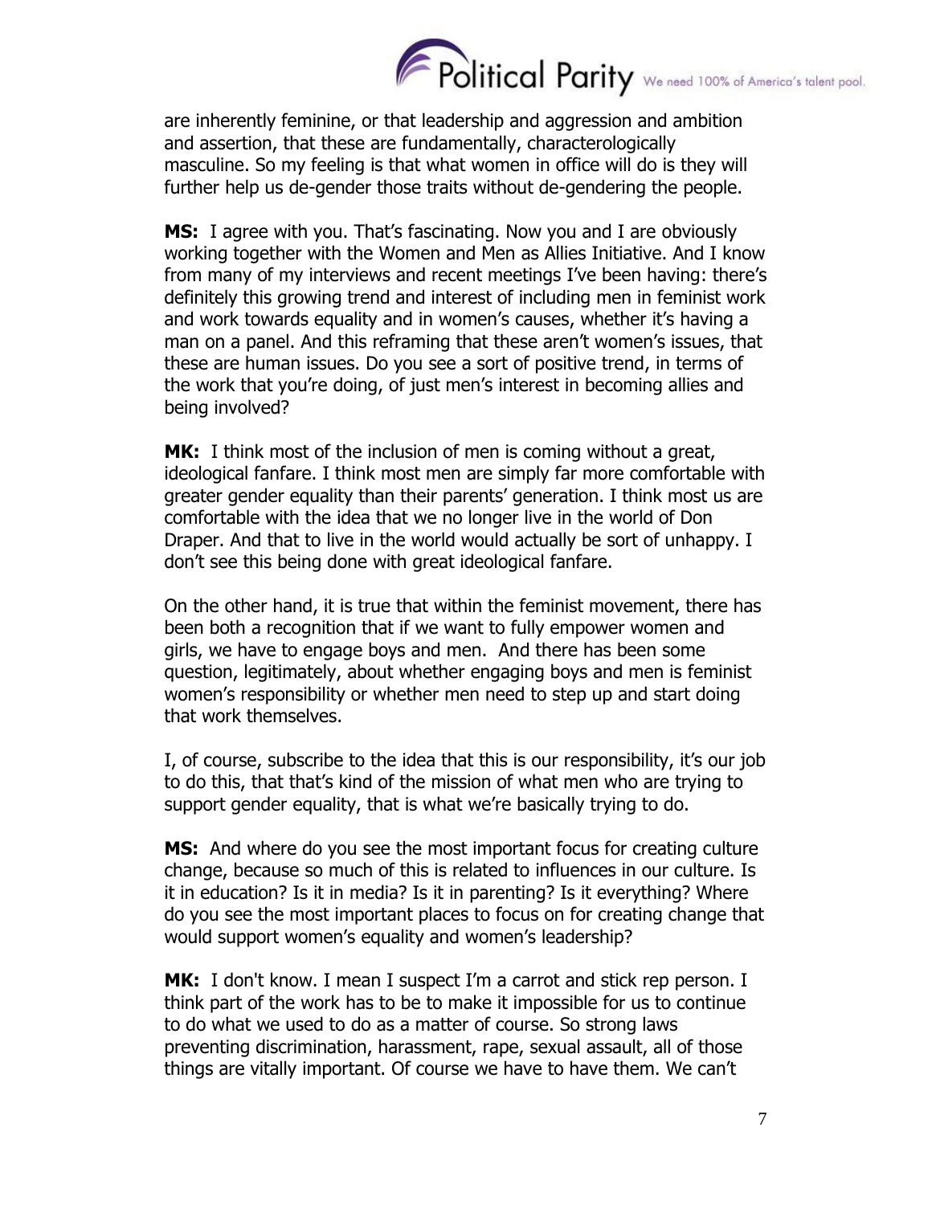are inherently feminine, or that leadership and aggression and ambition and assertion, that these are fundamentally, characterologically masculine. So my feeling is that what women in office will do is they will further help us de-gender those traits without de-gendering the people.

**MS:** I agree with you. That's fascinating. Now you and I are obviously working together with the Women and Men as Allies Initiative. And I know from many of my interviews and recent meetings I've been having: there's definitely this growing trend and interest of including men in feminist work and work towards equality and in women's causes, whether it's having a man on a panel. And this reframing that these aren't women's issues, that these are human issues. Do you see a sort of positive trend, in terms of the work that you're doing, of just men's interest in becoming allies and being involved?

**MK:** I think most of the inclusion of men is coming without a great, ideological fanfare. I think most men are simply far more comfortable with greater gender equality than their parents' generation. I think most us are comfortable with the idea that we no longer live in the world of Don Draper. And that to live in the world would actually be sort of unhappy. I don't see this being done with great ideological fanfare.

On the other hand, it is true that within the feminist movement, there has been both a recognition that if we want to fully empower women and girls, we have to engage boys and men. And there has been some question, legitimately, about whether engaging boys and men is feminist women's responsibility or whether men need to step up and start doing that work themselves.

I, of course, subscribe to the idea that this is our responsibility, it's our job to do this, that that's kind of the mission of what men who are trying to support gender equality, that is what we're basically trying to do.

**MS:** And where do you see the most important focus for creating culture change, because so much of this is related to influences in our culture. Is it in education? Is it in media? Is it in parenting? Is it everything? Where do you see the most important places to focus on for creating change that would support women's equality and women's leadership?

**MK:** I don't know. I mean I suspect I'm a carrot and stick rep person. I think part of the work has to be to make it impossible for us to continue to do what we used to do as a matter of course. So strong laws preventing discrimination, harassment, rape, sexual assault, all of those things are vitally important. Of course we have to have them. We can't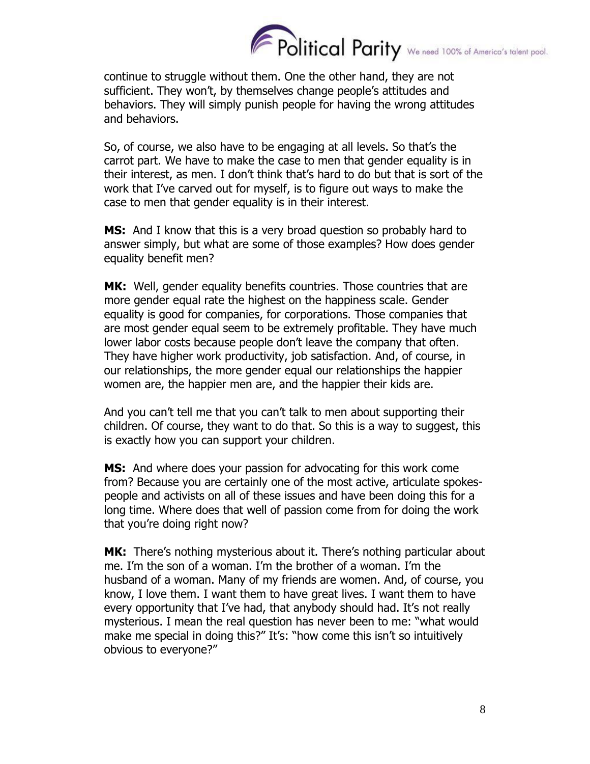continue to struggle without them. One the other hand, they are not sufficient. They won't, by themselves change people's attitudes and behaviors. They will simply punish people for having the wrong attitudes and behaviors.

So, of course, we also have to be engaging at all levels. So that's the carrot part. We have to make the case to men that gender equality is in their interest, as men. I don't think that's hard to do but that is sort of the work that I've carved out for myself, is to figure out ways to make the case to men that gender equality is in their interest.

**MS:** And I know that this is a very broad question so probably hard to answer simply, but what are some of those examples? How does gender equality benefit men?

**MK:** Well, gender equality benefits countries. Those countries that are more gender equal rate the highest on the happiness scale. Gender equality is good for companies, for corporations. Those companies that are most gender equal seem to be extremely profitable. They have much lower labor costs because people don't leave the company that often. They have higher work productivity, job satisfaction. And, of course, in our relationships, the more gender equal our relationships the happier women are, the happier men are, and the happier their kids are.

And you can't tell me that you can't talk to men about supporting their children. Of course, they want to do that. So this is a way to suggest, this is exactly how you can support your children.

**MS:** And where does your passion for advocating for this work come from? Because you are certainly one of the most active, articulate spokes-people and activists on all of these issues and have been doing this for a long time. Where does that well of passion come from for doing the work that you're doing right now?

**MK:** There's nothing mysterious about it. There's nothing particular about me. I'm the son of a woman. I'm the brother of a woman. I'm the husband of a woman. Many of my friends are women. And, of course, you know, I love them. I want them to have great lives. I want them to have every opportunity that I've had, that anybody should had. It's not really mysterious. I mean the real question has never been to me: "what would make me special in doing this?" It's: "how come this isn't so intuitively obvious to everyone?"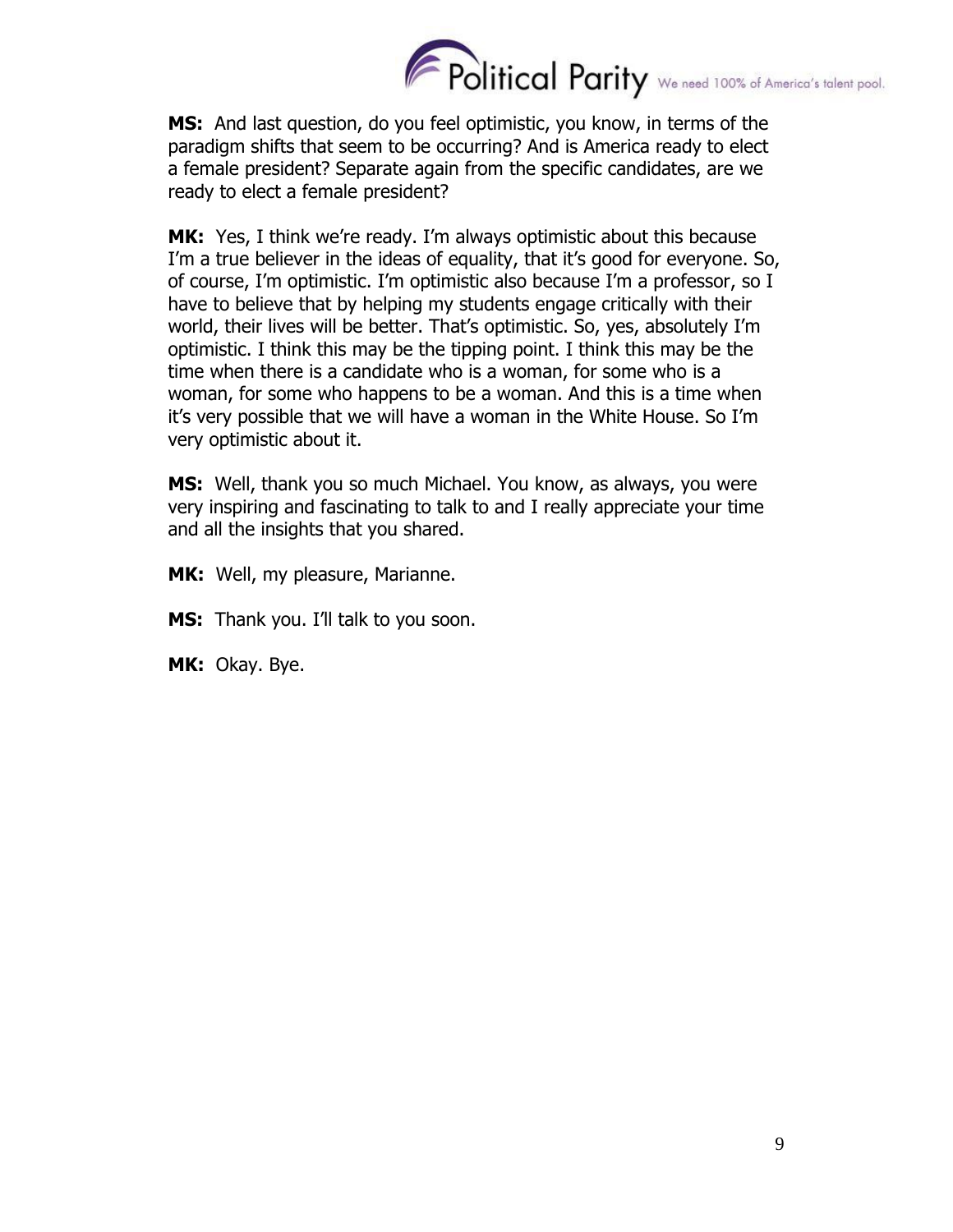**MS:** And last question, do you feel optimistic, you know, in terms of the paradigm shifts that seem to be occurring? And is America ready to elect a female president? Separate again from the specific candidates, are we ready to elect a female president?

**MK:** Yes, I think we're ready. I'm always optimistic about this because I'm a true believer in the ideas of equality, that it's good for everyone. So, of course, I'm optimistic. I'm optimistic also because I'm a professor, so I have to believe that by helping my students engage critically with their world, their lives will be better. That's optimistic. So, yes, absolutely I'm optimistic. I think this may be the tipping point. I think this may be the time when there is a candidate who is a woman, for some who is a woman, for some who happens to be a woman. And this is a time when it's very possible that we will have a woman in the White House. So I'm very optimistic about it.

**MS:** Well, thank you so much Michael. You know, as always, you were very inspiring and fascinating to talk to and I really appreciate your time and all the insights that you shared.

**MK:** Well, my pleasure, Marianne.

**MS:** Thank you. I'll talk to you soon.

**MK:** Okay. Bye.